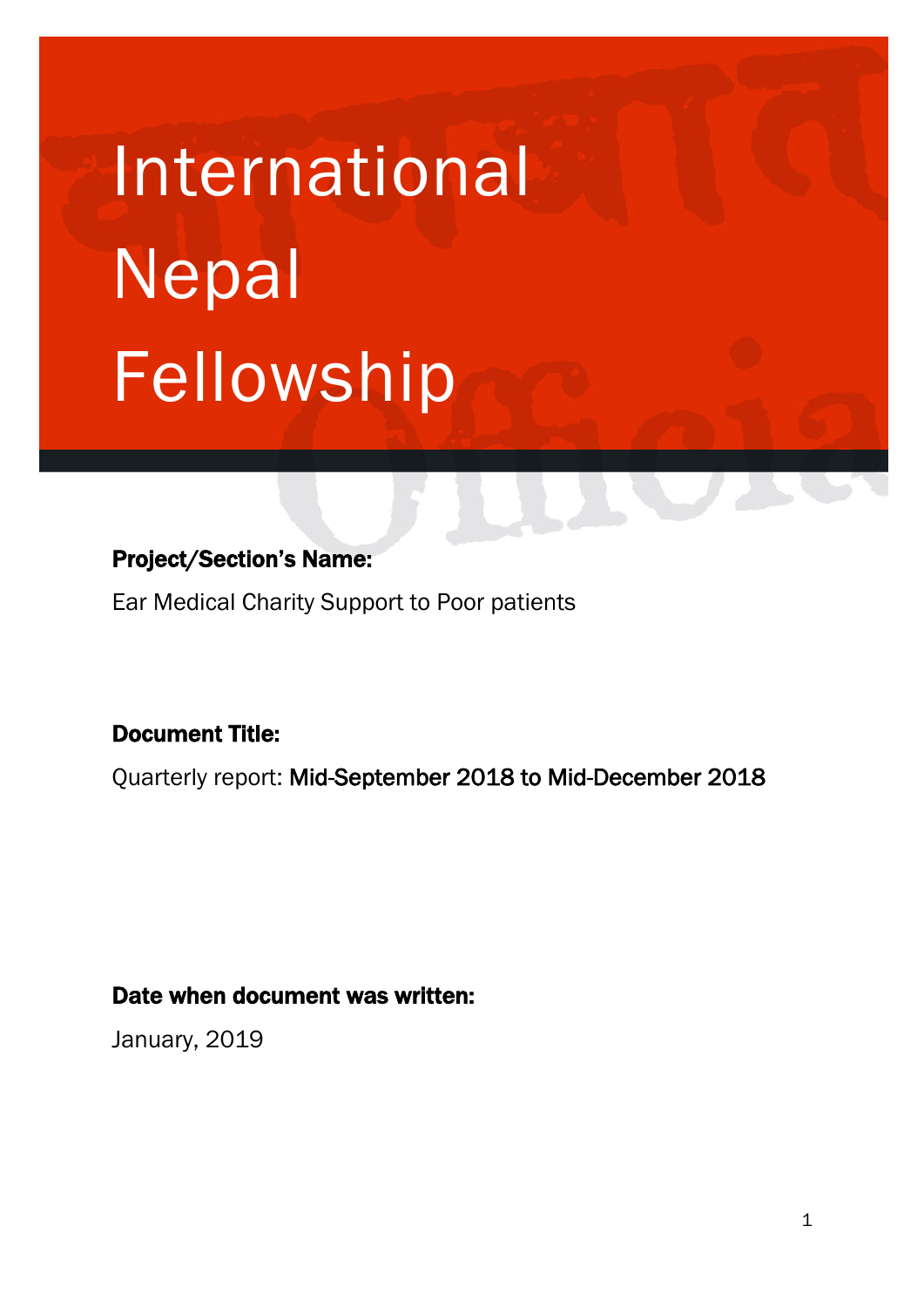# International Nepal Fellowship

**Project/Section's Name:**

Ear Medical Charity Support to Poor patients

**Document Title:**

Quarterly report: Mid-September 2018 to Mid-December 2018

**Date when document was written:**

January, 2019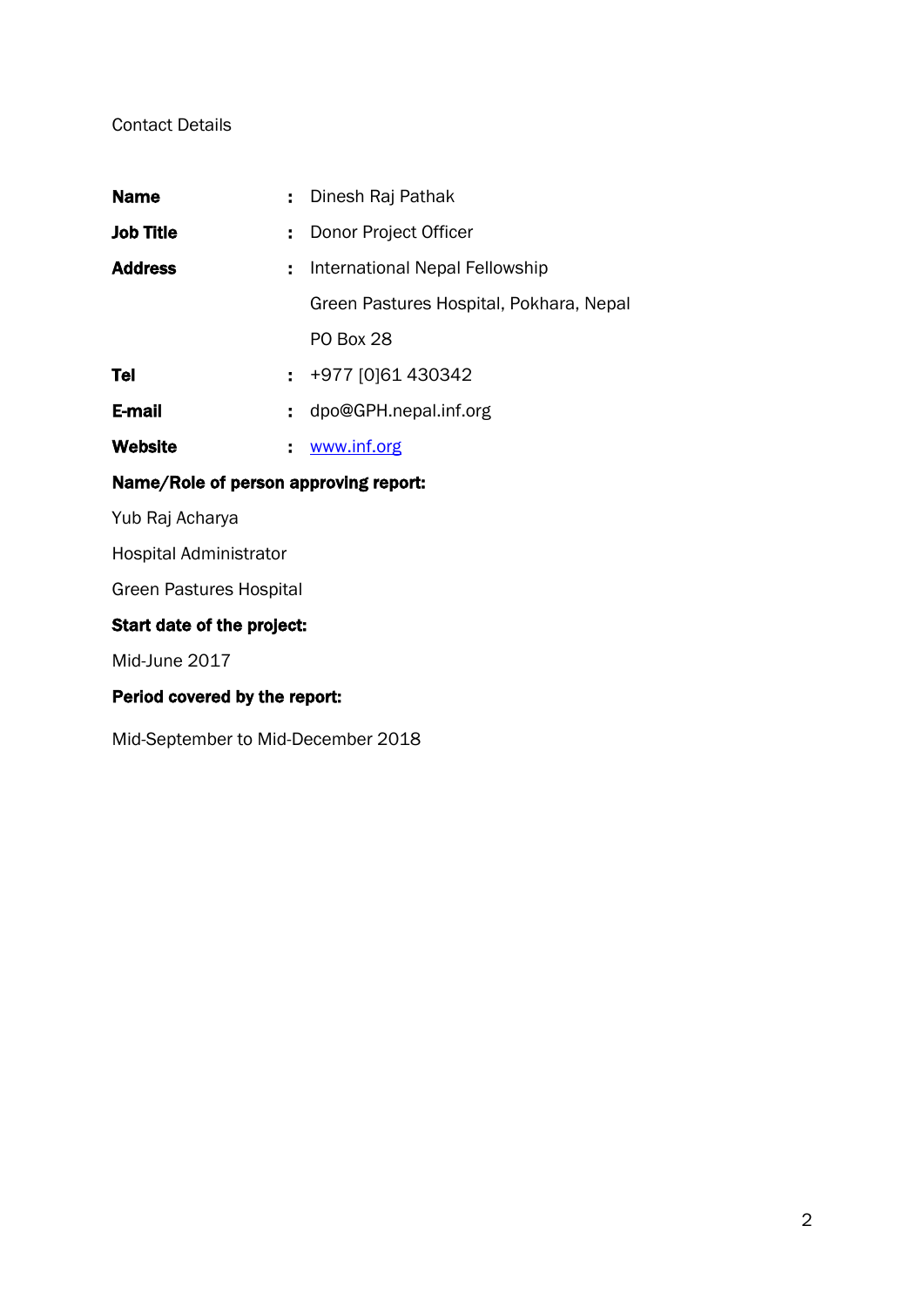Contact Details

| | | |
|---|---|---|
| **Name** | : | Dinesh Raj Pathak |
| **Job Title** | : | Donor Project Officer |
| **Address** | : | International Nepal Fellowship |
| | | Green Pastures Hospital, Pokhara, Nepal |
| | | PO Box 28 |
| **Tel** | : | +977 [0]61 430342 |
| **E-mail** | : | dpo@GPH.nepal.inf.org |
| **Website** | : | [www.inf.org](http://www.inf.org) |

**Name/Role of person approving report:**

Yub Raj Acharya

Hospital Administrator

Green Pastures Hospital

**Start date of the project:**

Mid-June 2017

**Period covered by the report:**

Mid-September to Mid-December 2018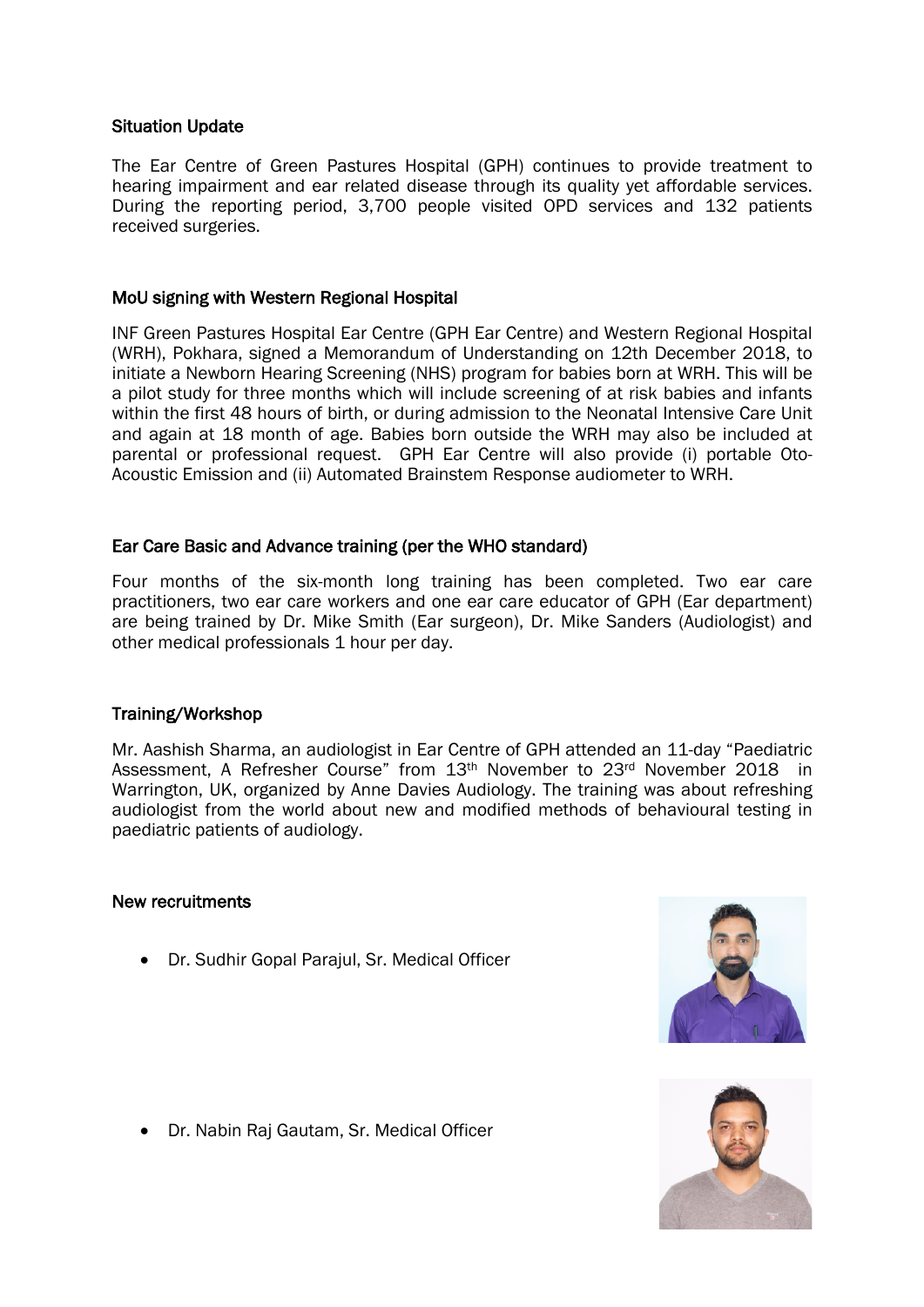### Situation Update

The Ear Centre of Green Pastures Hospital (GPH) continues to provide treatment to hearing impairment and ear related disease through its quality yet affordable services. During the reporting period, 3,700 people visited OPD services and 132 patients received surgeries.

### MoU signing with Western Regional Hospital

INF Green Pastures Hospital Ear Centre (GPH Ear Centre) and Western Regional Hospital (WRH), Pokhara, signed a Memorandum of Understanding on 12th December 2018, to initiate a Newborn Hearing Screening (NHS) program for babies born at WRH. This will be a pilot study for three months which will include screening of at risk babies and infants within the first 48 hours of birth, or during admission to the Neonatal Intensive Care Unit and again at 18 month of age. Babies born outside the WRH may also be included at parental or professional request. GPH Ear Centre will also provide (i) portable Oto-Acoustic Emission and (ii) Automated Brainstem Response audiometer to WRH.

### Ear Care Basic and Advance training (per the WHO standard)

Four months of the six-month long training has been completed. Two ear care practitioners, two ear care workers and one ear care educator of GPH (Ear department) are being trained by Dr. Mike Smith (Ear surgeon), Dr. Mike Sanders (Audiologist) and other medical professionals 1 hour per day.

### Training/Workshop

Mr. Aashish Sharma, an audiologist in Ear Centre of GPH attended an 11-day "Paediatric Assessment, A Refresher Course" from 13th November to 23rd November 2018 in Warrington, UK, organized by Anne Davies Audiology. The training was about refreshing audiologist from the world about new and modified methods of behavioural testing in paediatric patients of audiology.

### New recruitments

- Dr. Sudhir Gopal Parajul, Sr. Medical Officer
- Dr. Nabin Raj Gautam, Sr. Medical Officer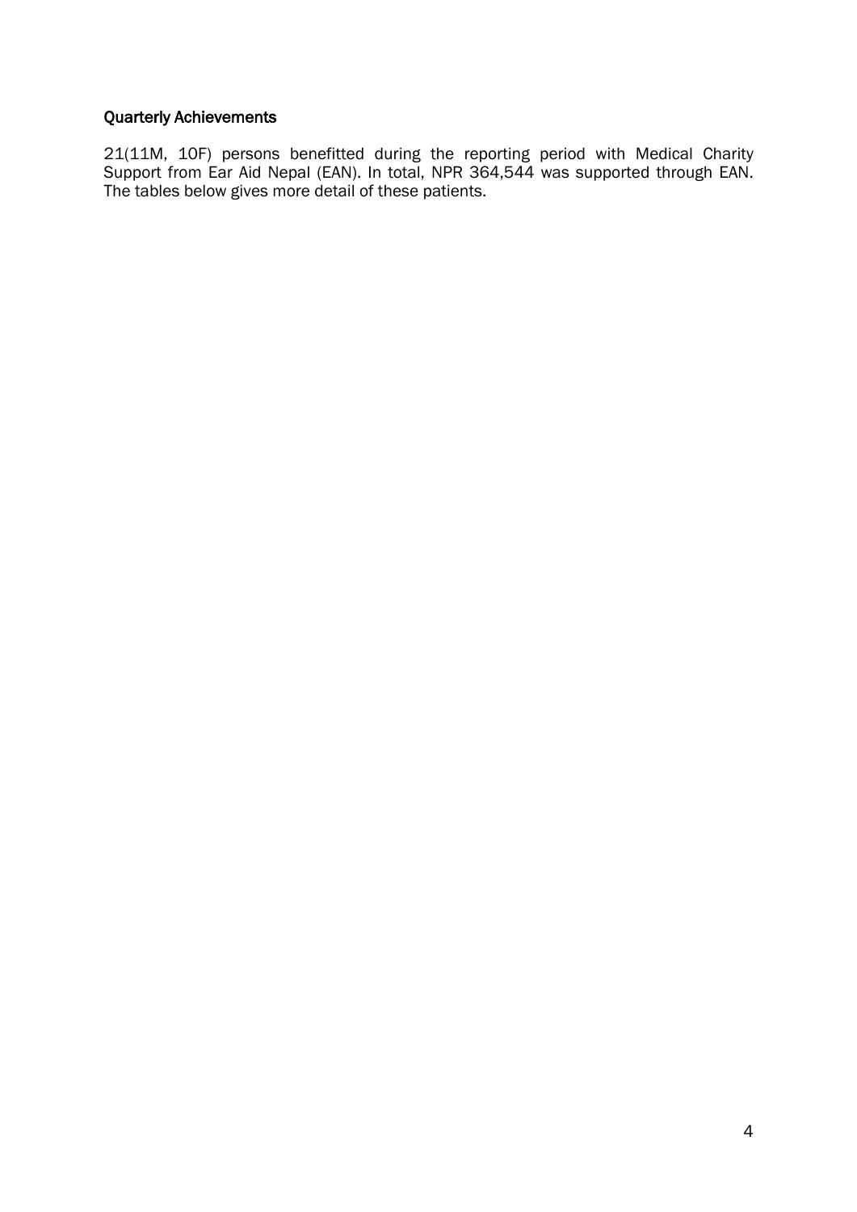### Quarterly Achievements

21(11M, 10F) persons benefitted during the reporting period with Medical Charity Support from Ear Aid Nepal (EAN). In total, NPR 364,544 was supported through EAN. The tables below gives more detail of these patients.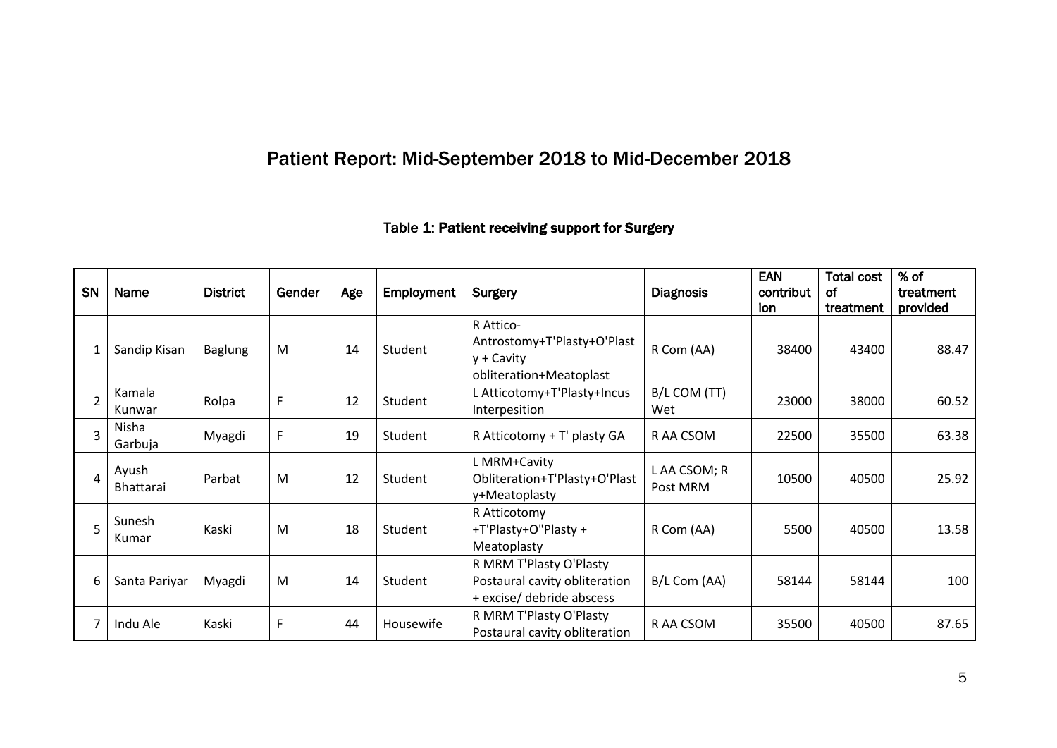# Patient Report: Mid-September 2018 to Mid-December 2018

Table 1: **Patient receiving support for Surgery**

| SN | Name | District | Gender | Age | Employment | Surgery | Diagnosis | EAN contribution | Total cost of treatment | % of treatment provided |
|---|---|---|---|---|---|---|---|---|---|---|
| 1 | Sandip Kisan | Baglung | M | 14 | Student | R Attico-Antrostomy+T'Plasty+O'Plasty + Cavity obliteration+Meatoplast | R Com (AA) | 38400 | 43400 | 88.47 |
| 2 | Kamala Kunwar | Rolpa | F | 12 | Student | L Atticotomy+T'Plasty+Incus Interpesition | B/L COM (TT) Wet | 23000 | 38000 | 60.52 |
| 3 | Nisha Garbuja | Myagdi | F | 19 | Student | R Atticotomy + T' plasty GA | R AA CSOM | 22500 | 35500 | 63.38 |
| 4 | Ayush Bhattarai | Parbat | M | 12 | Student | L MRM+Cavity Obliteration+T'Plasty+O'Plasty+Meatoplasty | L AA CSOM; R Post MRM | 10500 | 40500 | 25.92 |
| 5 | Sunesh Kumar | Kaski | M | 18 | Student | R Atticotomy +T'Plasty+O"Plasty + Meatoplasty | R Com (AA) | 5500 | 40500 | 13.58 |
| 6 | Santa Pariyar | Myagdi | M | 14 | Student | R MRM T'Plasty O'Plasty Postaural cavity obliteration + excise/ debride abscess | B/L Com (AA) | 58144 | 58144 | 100 |
| 7 | Indu Ale | Kaski | F | 44 | Housewife | R MRM T'Plasty O'Plasty Postaural cavity obliteration | R AA CSOM | 35500 | 40500 | 87.65 |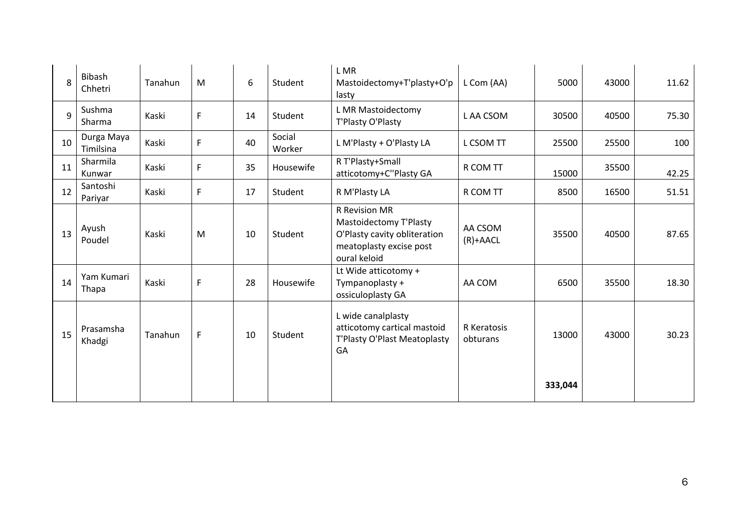| | | | | | | | | | | |
|---|---|---|---|---|---|---|---|---|---|---|
| 8 | Bibash Chhetri | Tanahun | M | 6 | Student | L MR Mastoidectomy+T'plasty+O'plasty | L Com (AA) | 5000 | 43000 | 11.62 |
| 9 | Sushma Sharma | Kaski | F | 14 | Student | L MR Mastoidectomy T'Plasty O'Plasty | L AA CSOM | 30500 | 40500 | 75.30 |
| 10 | Durga Maya Timilsina | Kaski | F | 40 | Social Worker | L M'Plasty + O'Plasty LA | L CSOM TT | 25500 | 25500 | 100 |
| 11 | Sharmila Kunwar | Kaski | F | 35 | Housewife | R T'Plasty+Small atticotomy+C''Plasty GA | R COM TT | 15000 | 35500 | 42.25 |
| 12 | Santoshi Pariyar | Kaski | F | 17 | Student | R M'Plasty LA | R COM TT | 8500 | 16500 | 51.51 |
| 13 | Ayush Poudel | Kaski | M | 10 | Student | R Revision MR Mastoidectomy T'Plasty O'Plasty cavity obliteration meatoplasty excise post oural keloid | AA CSOM (R)+AACL | 35500 | 40500 | 87.65 |
| 14 | Yam Kumari Thapa | Kaski | F | 28 | Housewife | Lt Wide atticotomy + Tympanoplasty + ossiculoplasty GA | AA COM | 6500 | 35500 | 18.30 |
| 15 | Prasamsha Khadgi | Tanahun | F | 10 | Student | L wide canalplasty atticotomy cartical mastoid T'Plasty O'Plast Meatoplasty GA | R Keratosis obturans | 13000 | 43000 | 30.23 |
| | | | | | | | | **333,044** | | |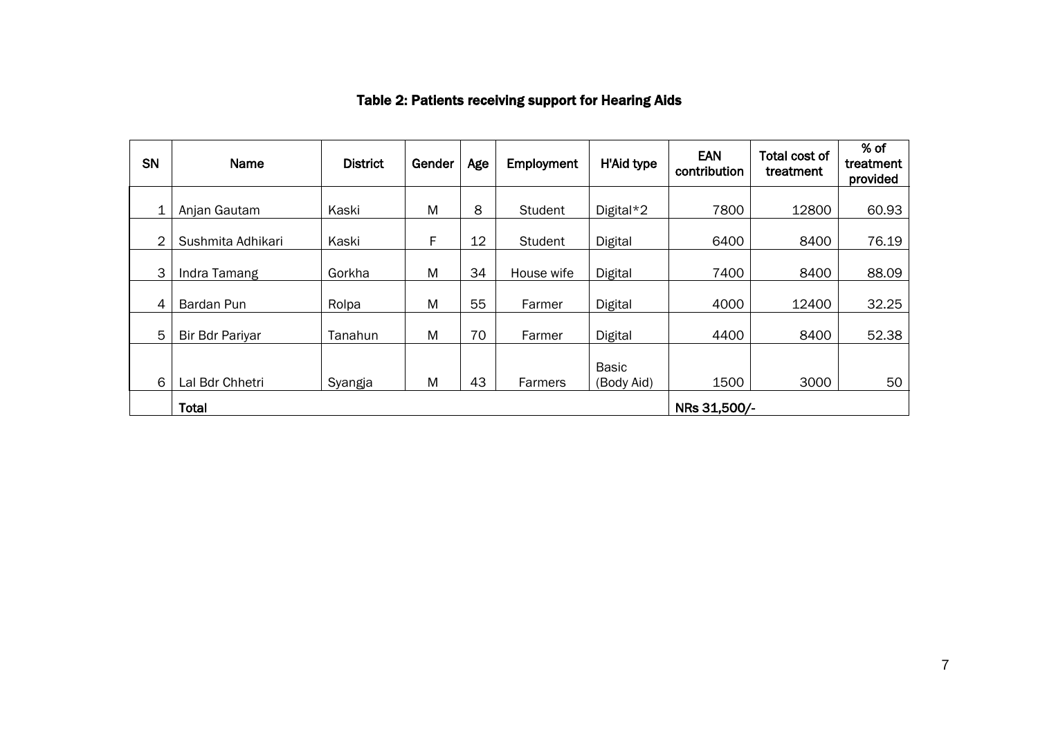**Table 2: Patients receiving support for Hearing Aids**

| SN | Name | District | Gender | Age | Employment | H'Aid type | EAN contribution | Total cost of treatment | % of treatment provided |
|---|---|---|---|---|---|---|---|---|---|
| 1 | Anjan Gautam | Kaski | M | 8 | Student | Digital*2 | 7800 | 12800 | 60.93 |
| 2 | Sushmita Adhikari | Kaski | F | 12 | Student | Digital | 6400 | 8400 | 76.19 |
| 3 | Indra Tamang | Gorkha | M | 34 | House wife | Digital | 7400 | 8400 | 88.09 |
| 4 | Bardan Pun | Rolpa | M | 55 | Farmer | Digital | 4000 | 12400 | 32.25 |
| 5 | Bir Bdr Pariyar | Tanahun | M | 70 | Farmer | Digital | 4400 | 8400 | 52.38 |
| 6 | Lal Bdr Chhetri | Syangja | M | 43 | Farmers | Basic (Body Aid) | 1500 | 3000 | 50 |
| | **Total** | | | | | | **NRs 31,500/-** | | |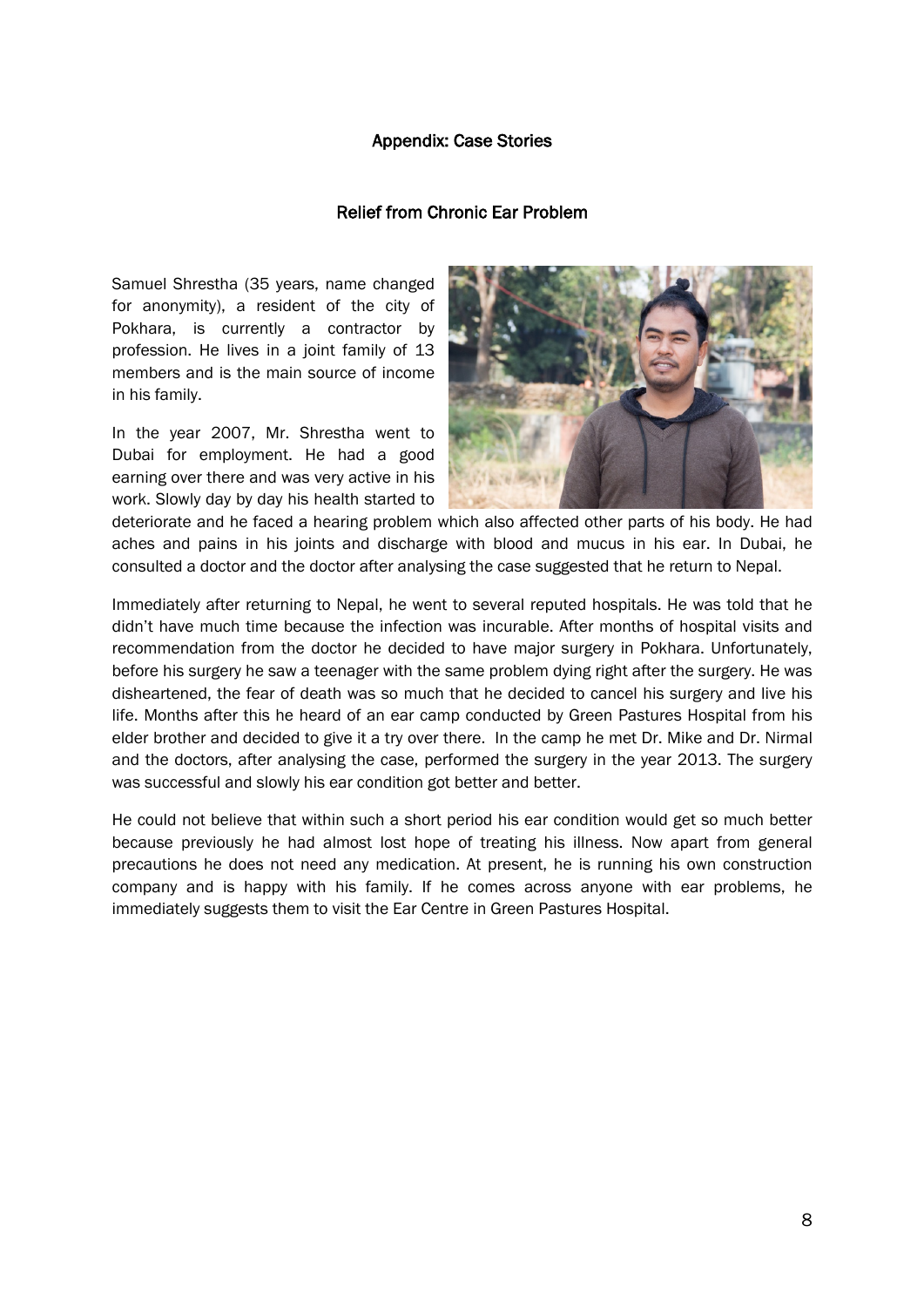## Appendix: Case Stories

### Relief from Chronic Ear Problem

Samuel Shrestha (35 years, name changed for anonymity), a resident of the city of Pokhara, is currently a contractor by profession. He lives in a joint family of 13 members and is the main source of income in his family.

In the year 2007, Mr. Shrestha went to Dubai for employment. He had a good earning over there and was very active in his work. Slowly day by day his health started to deteriorate and he faced a hearing problem which also affected other parts of his body. He had aches and pains in his joints and discharge with blood and mucus in his ear. In Dubai, he consulted a doctor and the doctor after analysing the case suggested that he return to Nepal.

Immediately after returning to Nepal, he went to several reputed hospitals. He was told that he didn't have much time because the infection was incurable. After months of hospital visits and recommendation from the doctor he decided to have major surgery in Pokhara. Unfortunately, before his surgery he saw a teenager with the same problem dying right after the surgery. He was disheartened, the fear of death was so much that he decided to cancel his surgery and live his life. Months after this he heard of an ear camp conducted by Green Pastures Hospital from his elder brother and decided to give it a try over there. In the camp he met Dr. Mike and Dr. Nirmal and the doctors, after analysing the case, performed the surgery in the year 2013. The surgery was successful and slowly his ear condition got better and better.

He could not believe that within such a short period his ear condition would get so much better because previously he had almost lost hope of treating his illness. Now apart from general precautions he does not need any medication. At present, he is running his own construction company and is happy with his family. If he comes across anyone with ear problems, he immediately suggests them to visit the Ear Centre in Green Pastures Hospital.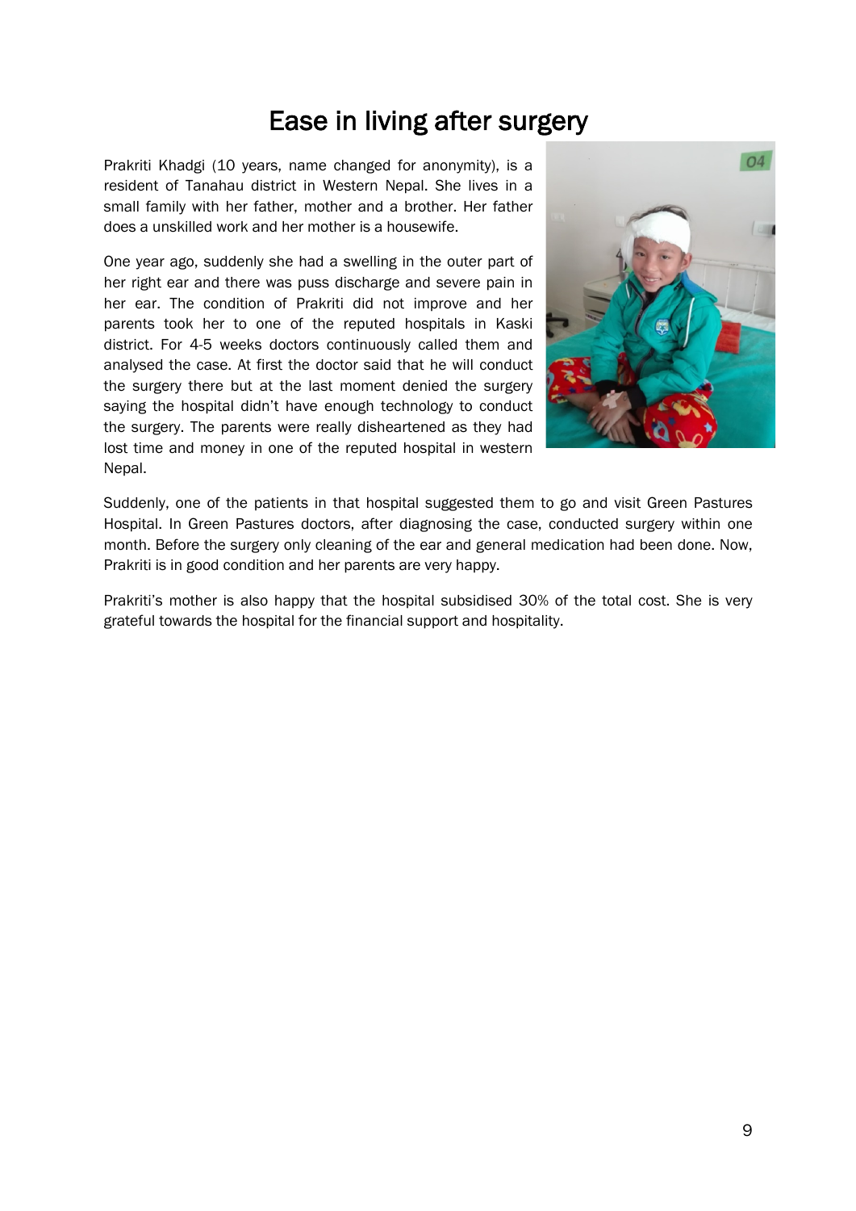# Ease in living after surgery

Prakriti Khadgi (10 years, name changed for anonymity), is a resident of Tanahau district in Western Nepal. She lives in a small family with her father, mother and a brother. Her father does a unskilled work and her mother is a housewife.

One year ago, suddenly she had a swelling in the outer part of her right ear and there was puss discharge and severe pain in her ear. The condition of Prakriti did not improve and her parents took her to one of the reputed hospitals in Kaski district. For 4-5 weeks doctors continuously called them and analysed the case. At first the doctor said that he will conduct the surgery there but at the last moment denied the surgery saying the hospital didn't have enough technology to conduct the surgery. The parents were really disheartened as they had lost time and money in one of the reputed hospital in western Nepal.

Suddenly, one of the patients in that hospital suggested them to go and visit Green Pastures Hospital. In Green Pastures doctors, after diagnosing the case, conducted surgery within one month. Before the surgery only cleaning of the ear and general medication had been done. Now, Prakriti is in good condition and her parents are very happy.

Prakriti's mother is also happy that the hospital subsidised 30% of the total cost. She is very grateful towards the hospital for the financial support and hospitality.